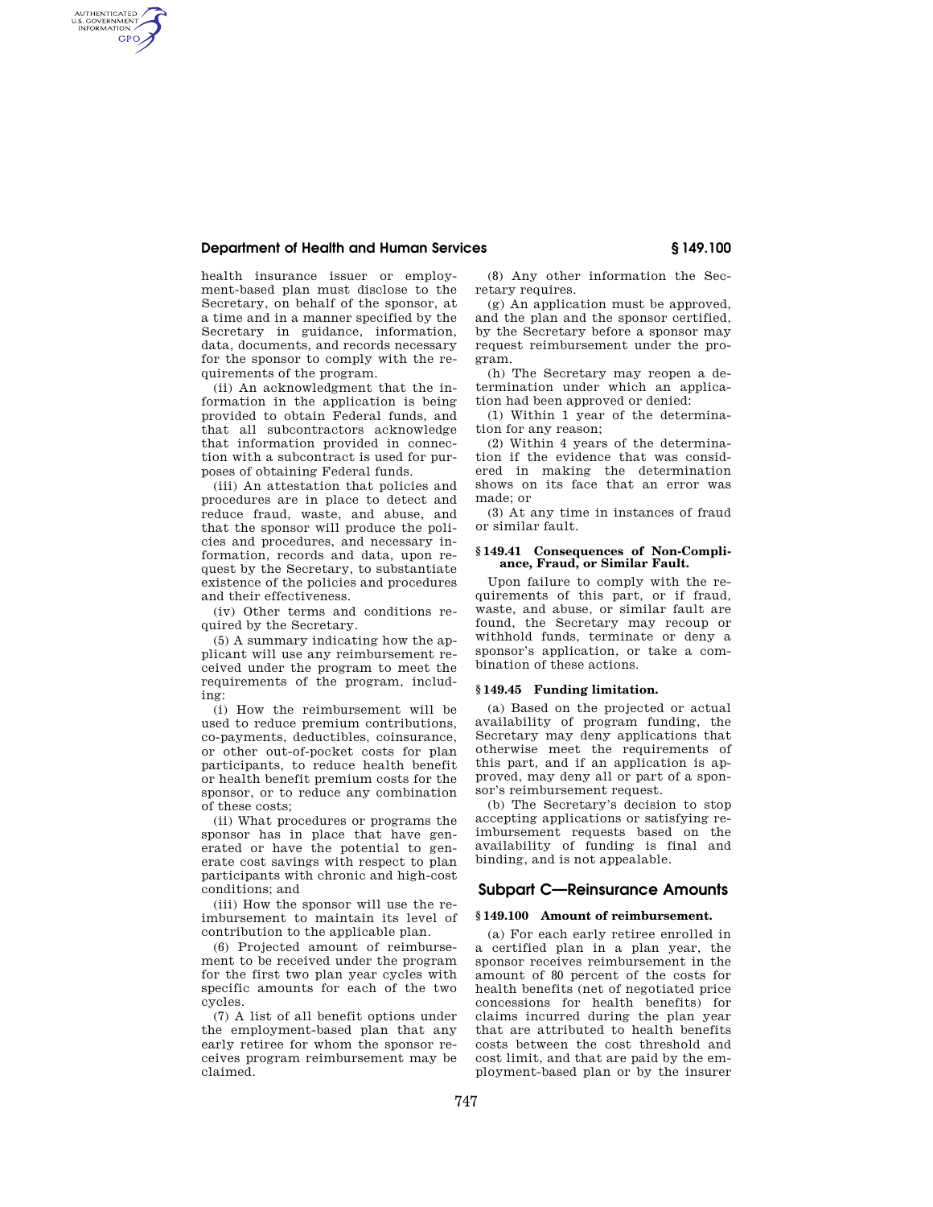health insurance issuer or employment-based plan must disclose to the Secretary, on behalf of the sponsor, at a time and in a manner specified by the Secretary in guidance, information, data, documents, and records necessary for the sponsor to comply with the requirements of the program.

(ii) An acknowledgment that the information in the application is being provided to obtain Federal funds, and that all subcontractors acknowledge that information provided in connection with a subcontract is used for purposes of obtaining Federal funds.

(iii) An attestation that policies and procedures are in place to detect and reduce fraud, waste, and abuse, and that the sponsor will produce the policies and procedures, and necessary information, records and data, upon request by the Secretary, to substantiate existence of the policies and procedures and their effectiveness.

(iv) Other terms and conditions required by the Secretary.

(5) A summary indicating how the applicant will use any reimbursement received under the program to meet the requirements of the program, including:

(i) How the reimbursement will be used to reduce premium contributions, co-payments, deductibles, coinsurance, or other out-of-pocket costs for plan participants, to reduce health benefit or health benefit premium costs for the sponsor, or to reduce any combination of these costs;

(ii) What procedures or programs the sponsor has in place that have generated or have the potential to generate cost savings with respect to plan participants with chronic and high-cost conditions; and

(iii) How the sponsor will use the reimbursement to maintain its level of contribution to the applicable plan.

(6) Projected amount of reimbursement to be received under the program for the first two plan year cycles with specific amounts for each of the two cycles.

(7) A list of all benefit options under the employment-based plan that any early retiree for whom the sponsor receives program reimbursement may be claimed.

(8) Any other information the Secretary requires.

(g) An application must be approved, and the plan and the sponsor certified, by the Secretary before a sponsor may request reimbursement under the program.

(h) The Secretary may reopen a determination under which an application had been approved or denied:

(1) Within 1 year of the determination for any reason;

(2) Within 4 years of the determination if the evidence that was considered in making the determination shows on its face that an error was made; or

(3) At any time in instances of fraud or similar fault.

### § 149.41 Consequences of Non-Compliance, Fraud, or Similar Fault.

Upon failure to comply with the requirements of this part, or if fraud, waste, and abuse, or similar fault are found, the Secretary may recoup or withhold funds, terminate or deny a sponsor's application, or take a combination of these actions.

### § 149.45 Funding limitation.

(a) Based on the projected or actual availability of program funding, the Secretary may deny applications that otherwise meet the requirements of this part, and if an application is approved, may deny all or part of a sponsor's reimbursement request.

(b) The Secretary's decision to stop accepting applications or satisfying reimbursement requests based on the availability of funding is final and binding, and is not appealable.

## Subpart C—Reinsurance Amounts

### § 149.100 Amount of reimbursement.

(a) For each early retiree enrolled in a certified plan in a plan year, the sponsor receives reimbursement in the amount of 80 percent of the costs for health benefits (net of negotiated price concessions for health benefits) for claims incurred during the plan year that are attributed to health benefits costs between the cost threshold and cost limit, and that are paid by the employment-based plan or by the insurer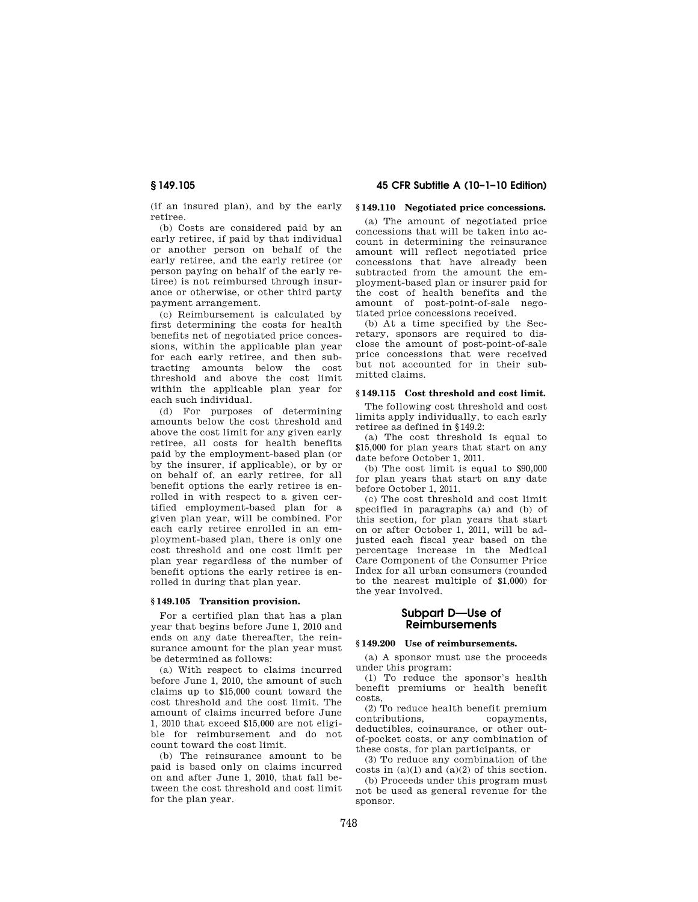(if an insured plan), and by the early retiree.

(b) Costs are considered paid by an early retiree, if paid by that individual or another person on behalf of the early retiree, and the early retiree (or person paying on behalf of the early retiree) is not reimbursed through insurance or otherwise, or other third party payment arrangement.

(c) Reimbursement is calculated by first determining the costs for health benefits net of negotiated price concessions, within the applicable plan year for each early retiree, and then subtracting amounts below the cost threshold and above the cost limit within the applicable plan year for each such individual.

(d) For purposes of determining amounts below the cost threshold and above the cost limit for any given early retiree, all costs for health benefits paid by the employment-based plan (or by the insurer, if applicable), or by or on behalf of, an early retiree, for all benefit options the early retiree is enrolled in with respect to a given certified employment-based plan for a given plan year, will be combined. For each early retiree enrolled in an employment-based plan, there is only one cost threshold and one cost limit per plan year regardless of the number of benefit options the early retiree is enrolled in during that plan year.

### § 149.105 Transition provision.

For a certified plan that has a plan year that begins before June 1, 2010 and ends on any date thereafter, the reinsurance amount for the plan year must be determined as follows:

(a) With respect to claims incurred before June 1, 2010, the amount of such claims up to $15,000 count toward the cost threshold and the cost limit. The amount of claims incurred before June 1, 2010 that exceed $15,000 are not eligible for reimbursement and do not count toward the cost limit.

(b) The reinsurance amount to be paid is based only on claims incurred on and after June 1, 2010, that fall between the cost threshold and cost limit for the plan year.

### § 149.110 Negotiated price concessions.

(a) The amount of negotiated price concessions that will be taken into account in determining the reinsurance amount will reflect negotiated price concessions that have already been subtracted from the amount the employment-based plan or insurer paid for the cost of health benefits and the amount of post-point-of-sale negotiated price concessions received.

(b) At a time specified by the Secretary, sponsors are required to disclose the amount of post-point-of-sale price concessions that were received but not accounted for in their submitted claims.

### § 149.115 Cost threshold and cost limit.

The following cost threshold and cost limits apply individually, to each early retiree as defined in § 149.2:

(a) The cost threshold is equal to $15,000 for plan years that start on any date before October 1, 2011.

(b) The cost limit is equal to $90,000 for plan years that start on any date before October 1, 2011.

(c) The cost threshold and cost limit specified in paragraphs (a) and (b) of this section, for plan years that start on or after October 1, 2011, will be adjusted each fiscal year based on the percentage increase in the Medical Care Component of the Consumer Price Index for all urban consumers (rounded to the nearest multiple of $1,000) for the year involved.

## Subpart D—Use of Reimbursements

### § 149.200 Use of reimbursements.

(a) A sponsor must use the proceeds under this program:

(1) To reduce the sponsor's health benefit premiums or health benefit costs,

(2) To reduce health benefit premium contributions, copayments, deductibles, coinsurance, or other out-of-pocket costs, or any combination of these costs, for plan participants, or

(3) To reduce any combination of the costs in (a)(1) and (a)(2) of this section.

(b) Proceeds under this program must not be used as general revenue for the sponsor.